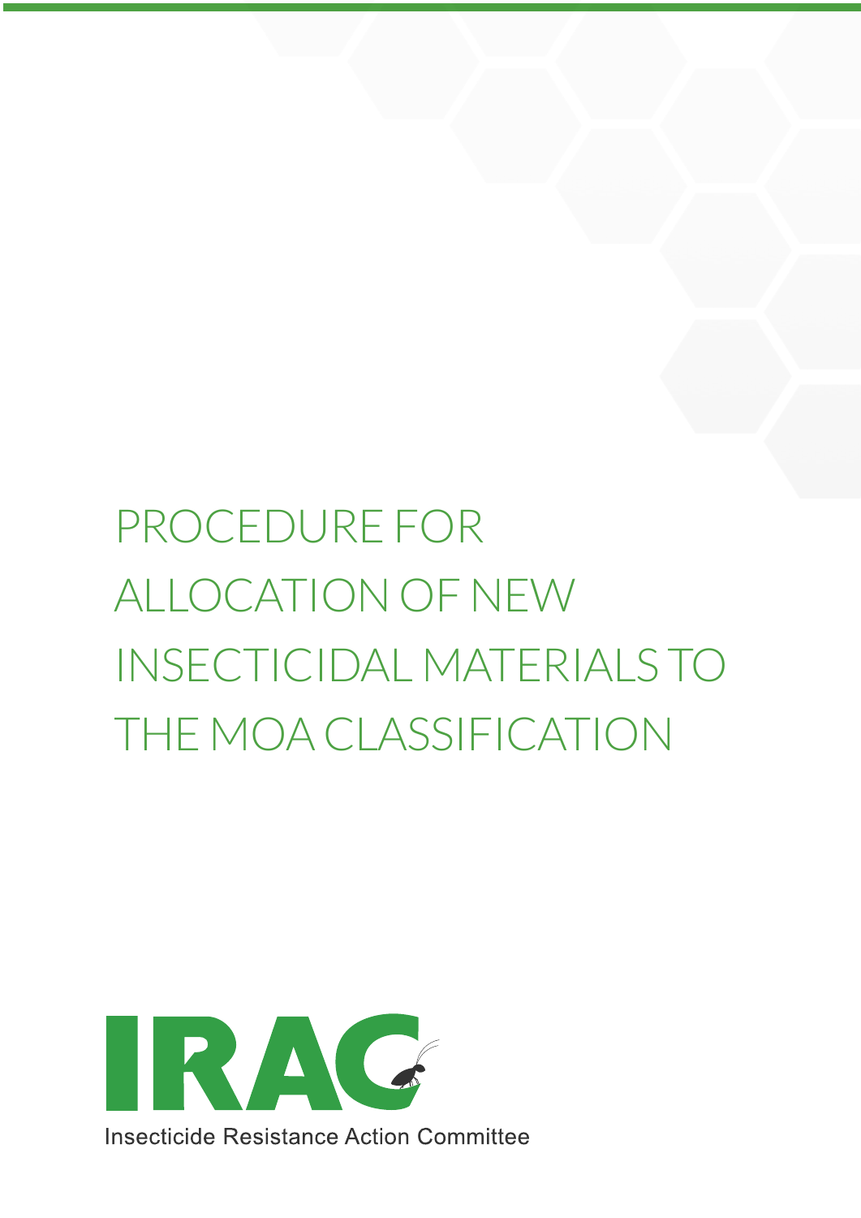# PROCEDURE FOR ALLOCATION OF NEW INSECTICIDAL MATERIALS TO THE MOA CLASSIFICATION

IRAC

Insecticide Resistance Action Committee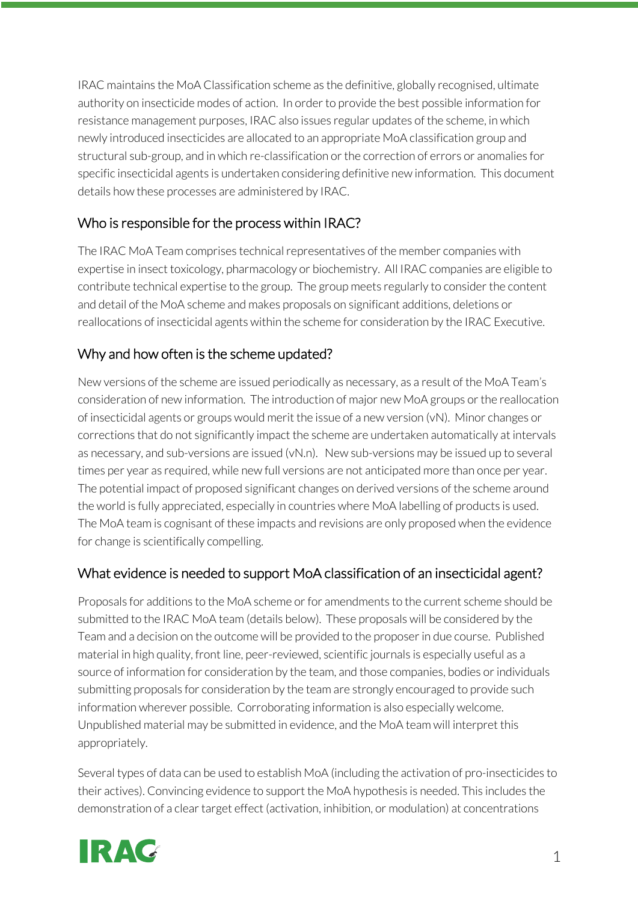IRAC maintains the MoA Classification scheme as the definitive, globally recognised, ultimate authority on insecticide modes of action. In order to provide the best possible information for resistance management purposes, IRAC also issues regular updates of the scheme, in which newly introduced insecticides are allocated to an appropriate MoA classification group and structural sub-group, and in which re-classification or the correction of errors or anomalies for specific insecticidal agents is undertaken considering definitive new information. This document details how these processes are administered by IRAC.

## Who is responsible for the process within IRAC?

The IRAC MoA Team comprises technical representatives of the member companies with expertise in insect toxicology, pharmacology or biochemistry. All IRAC companies are eligible to contribute technical expertise to the group. The group meets regularly to consider the content and detail of the MoA scheme and makes proposals on significant additions, deletions or reallocations of insecticidal agents within the scheme for consideration by the IRAC Executive.

## Why and how often is the scheme updated?

New versions of the scheme are issued periodically as necessary, as a result of the MoA Team's consideration of new information. The introduction of major new MoA groups or the reallocation of insecticidal agents or groups would merit the issue of a new version (vN). Minor changes or corrections that do not significantly impact the scheme are undertaken automatically at intervals as necessary, and sub-versions are issued (vN.n). New sub-versions may be issued up to several times per year as required, while new full versions are not anticipated more than once per year. The potential impact of proposed significant changes on derived versions of the scheme around the world is fully appreciated, especially in countries where MoA labelling of products is used. The MoA team is cognisant of these impacts and revisions are only proposed when the evidence for change is scientifically compelling.

## What evidence is needed to support MoA classification of an insecticidal agent?

Proposals for additions to the MoA scheme or for amendments to the current scheme should be submitted to the IRAC MoA team (details below). These proposals will be considered by the Team and a decision on the outcome will be provided to the proposer in due course. Published material in high quality, front line, peer-reviewed, scientific journals is especially useful as a source of information for consideration by the team, and those companies, bodies or individuals submitting proposals for consideration by the team are strongly encouraged to provide such information wherever possible. Corroborating information is also especially welcome. Unpublished material may be submitted in evidence, and the MoA team will interpret this appropriately.

Several types of data can be used to establish MoA (including the activation of pro-insecticides to their actives). Convincing evidence to support the MoA hypothesis is needed. This includes the demonstration of a clear target effect (activation, inhibition, or modulation) at concentrations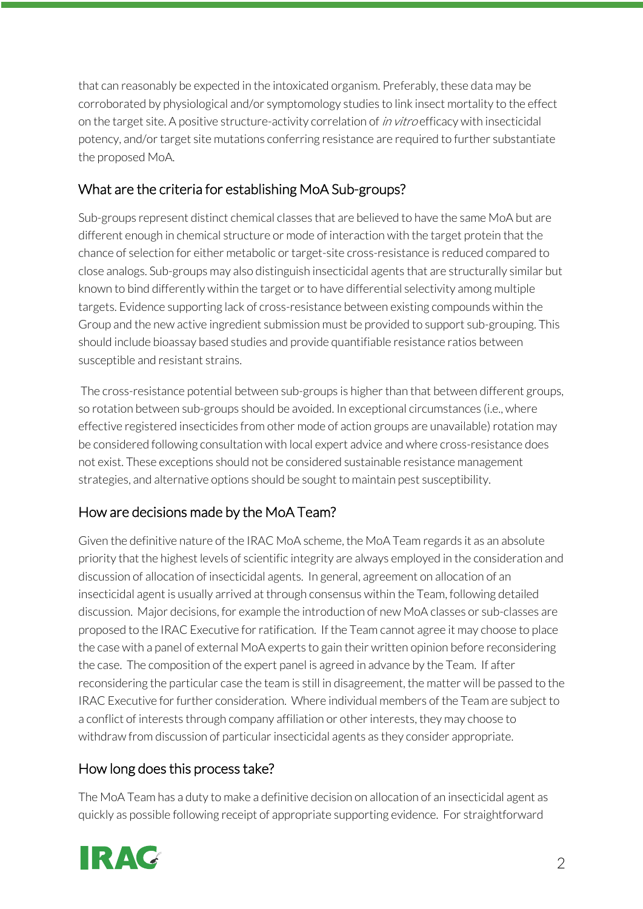that can reasonably be expected in the intoxicated organism. Preferably, these data may be corroborated by physiological and/or symptomology studies to link insect mortality to the effect on the target site. A positive structure-activity correlation of *in vitro* efficacy with insecticidal potency, and/or target site mutations conferring resistance are required to further substantiate the proposed MoA.

## What are the criteria for establishing MoA Sub-groups?

Sub-groups represent distinct chemical classes that are believed to have the same MoA but are different enough in chemical structure or mode of interaction with the target protein that the chance of selection for either metabolic or target-site cross-resistance is reduced compared to close analogs. Sub-groups may also distinguish insecticidal agents that are structurally similar but known to bind differently within the target or to have differential selectivity among multiple targets. Evidence supporting lack of cross-resistance between existing compounds within the Group and the new active ingredient submission must be provided to support sub-grouping. This should include bioassay based studies and provide quantifiable resistance ratios between susceptible and resistant strains.

The cross-resistance potential between sub-groups is higher than that between different groups, so rotation between sub-groups should be avoided. In exceptional circumstances (i.e., where effective registered insecticides from other mode of action groups are unavailable) rotation may be considered following consultation with local expert advice and where cross-resistance does not exist. These exceptions should not be considered sustainable resistance management strategies, and alternative options should be sought to maintain pest susceptibility.

## How are decisions made by the MoA Team?

Given the definitive nature of the IRAC MoA scheme, the MoA Team regards it as an absolute priority that the highest levels of scientific integrity are always employed in the consideration and discussion of allocation of insecticidal agents. In general, agreement on allocation of an insecticidal agent is usually arrived at through consensus within the Team, following detailed discussion. Major decisions, for example the introduction of new MoA classes or sub-classes are proposed to the IRAC Executive for ratification. If the Team cannot agree it may choose to place the case with a panel of external MoA experts to gain their written opinion before reconsidering the case. The composition of the expert panel is agreed in advance by the Team. If after reconsidering the particular case the team is still in disagreement, the matter will be passed to the IRAC Executive for further consideration. Where individual members of the Team are subject to a conflict of interests through company affiliation or other interests, they may choose to withdraw from discussion of particular insecticidal agents as they consider appropriate.

## How long does this process take?

The MoA Team has a duty to make a definitive decision on allocation of an insecticidal agent as quickly as possible following receipt of appropriate supporting evidence. For straightforward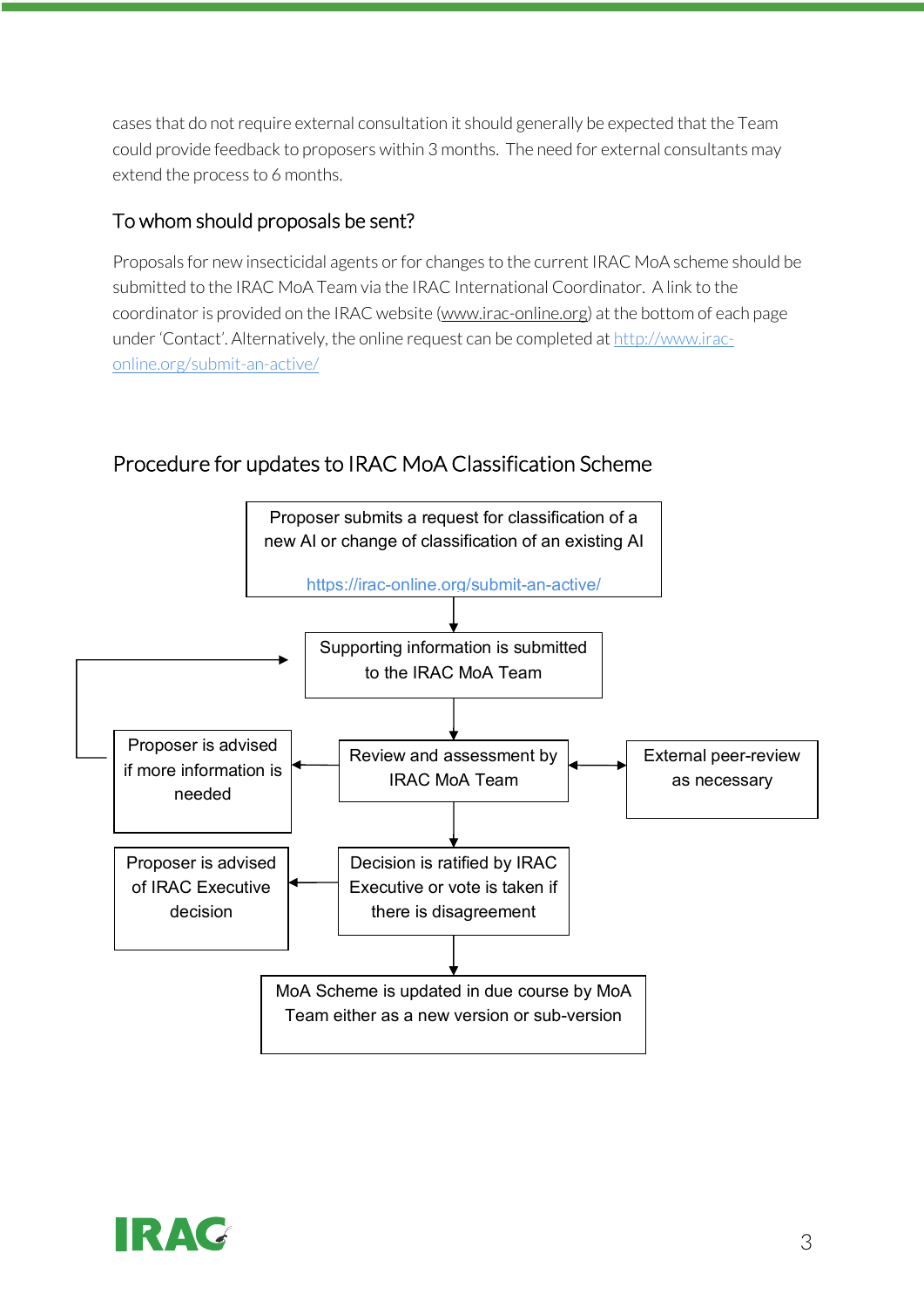cases that do not require external consultation it should generally be expected that the Team could provide feedback to proposers within 3 months. The need for external consultants may extend the process to 6 months.

## To whom should proposals be sent?

Proposals for new insecticidal agents or for changes to the current IRAC MoA scheme should be submitted to the IRAC MoA Team via the IRAC International Coordinator. A link to the coordinator is provided on the IRAC website (www.irac-online.org) at the bottom of each page under 'Contact'. Alternatively, the online request can be completed at http://www.irac-online.org/submit-an-active/

## Procedure for updates to IRAC MoA Classification Scheme

Proposer submits a request for classification of a new AI or change of classification of an existing AI

https://irac-online.org/submit-an-active/

↓

Supporting information is submitted to the IRAC MoA Team

↓

Review and assessment by IRAC MoA Team ↔ External peer-review as necessary

→ Proposer is advised if more information is needed (→ returns to: Supporting information is submitted to the IRAC MoA Team)

↓

Decision is ratified by IRAC Executive or vote is taken if there is disagreement

→ Proposer is advised of IRAC Executive decision

↓

MoA Scheme is updated in due course by MoA Team either as a new version or sub-version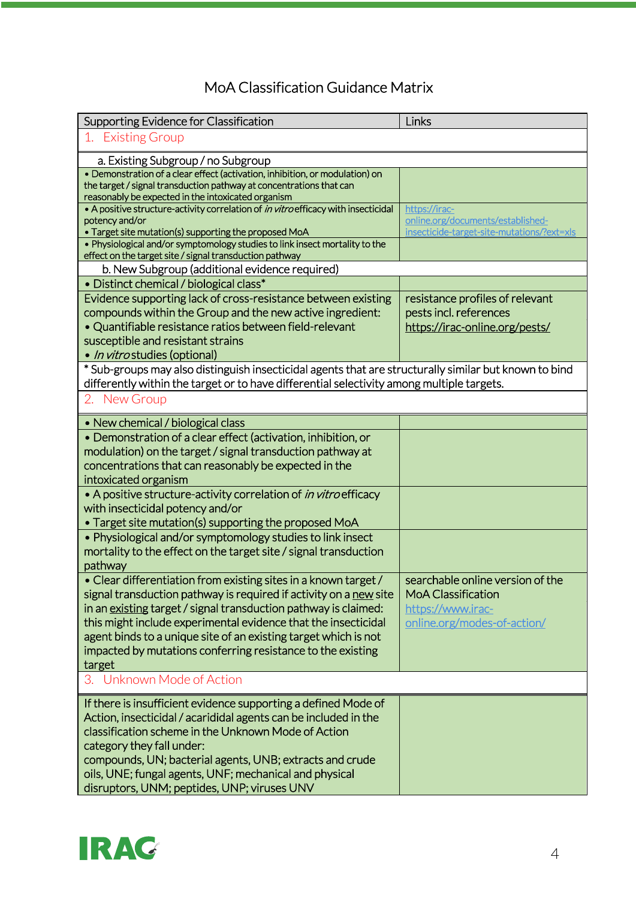# MoA Classification Guidance Matrix

| Supporting Evidence for Classification | Links |
|---|---|
| **1. Existing Group** | |
| a. Existing Subgroup / no Subgroup | |
| • Demonstration of a clear effect (activation, inhibition, or modulation) on the target / signal transduction pathway at concentrations that can reasonably be expected in the intoxicated organism | |
| • A positive structure-activity correlation of *in vitro* efficacy with insecticidal potency and/or<br>• Target site mutation(s) supporting the proposed MoA | https://irac-online.org/documents/established-insecticide-target-site-mutations/?ext=xls |
| • Physiological and/or symptomology studies to link insect mortality to the effect on the target site / signal transduction pathway | |
| b. New Subgroup (additional evidence required) | |
| • Distinct chemical / biological class* | |
| Evidence supporting lack of cross-resistance between existing compounds within the Group and the new active ingredient:<br>• Quantifiable resistance ratios between field-relevant susceptible and resistant strains<br>• *In vitro* studies (optional) | resistance profiles of relevant pests incl. references https://irac-online.org/pests/ |
| * Sub-groups may also distinguish insecticidal agents that are structurally similar but known to bind differently within the target or to have differential selectivity among multiple targets. | |
| **2. New Group** | |
| • New chemical / biological class | |
| • Demonstration of a clear effect (activation, inhibition, or modulation) on the target / signal transduction pathway at concentrations that can reasonably be expected in the intoxicated organism | |
| • A positive structure-activity correlation of *in vitro* efficacy with insecticidal potency and/or<br>• Target site mutation(s) supporting the proposed MoA | |
| • Physiological and/or symptomology studies to link insect mortality to the effect on the target site / signal transduction pathway | |
| • Clear differentiation from existing sites in a known target / signal transduction pathway is required if activity on a new site in an existing target / signal transduction pathway is claimed: this might include experimental evidence that the insecticidal agent binds to a unique site of an existing target which is not impacted by mutations conferring resistance to the existing target | searchable online version of the MoA Classification https://www.irac-online.org/modes-of-action/ |
| **3. Unknown Mode of Action** | |
| If there is insufficient evidence supporting a defined Mode of Action, insecticidal / acarididal agents can be included in the classification scheme in the Unknown Mode of Action category they fall under:<br>compounds, UN; bacterial agents, UNB; extracts and crude oils, UNE; fungal agents, UNF; mechanical and physical disruptors, UNM; peptides, UNP; viruses UNV | |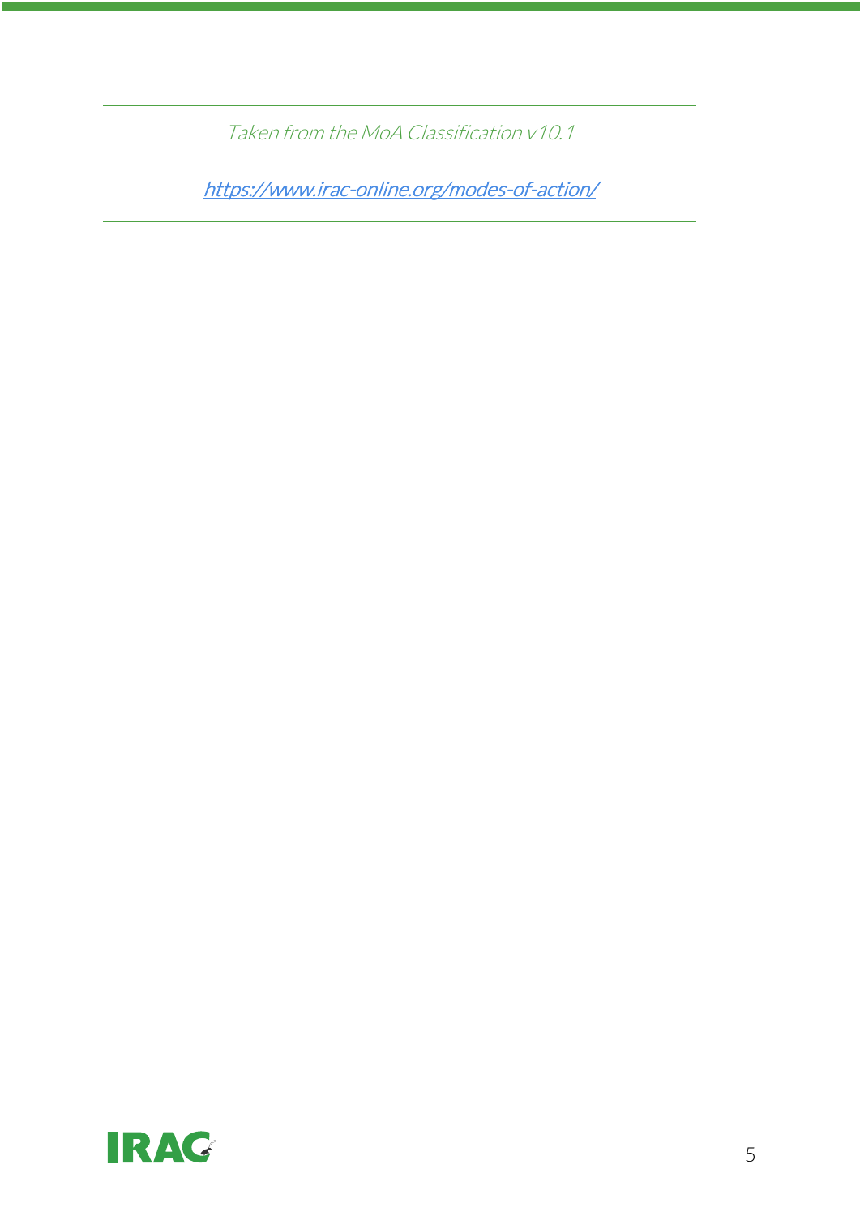*Taken from the MoA Classification v10.1*

*[https://www.irac-online.org/modes-of-action/](https://www.irac-online.org/modes-of-action/)*